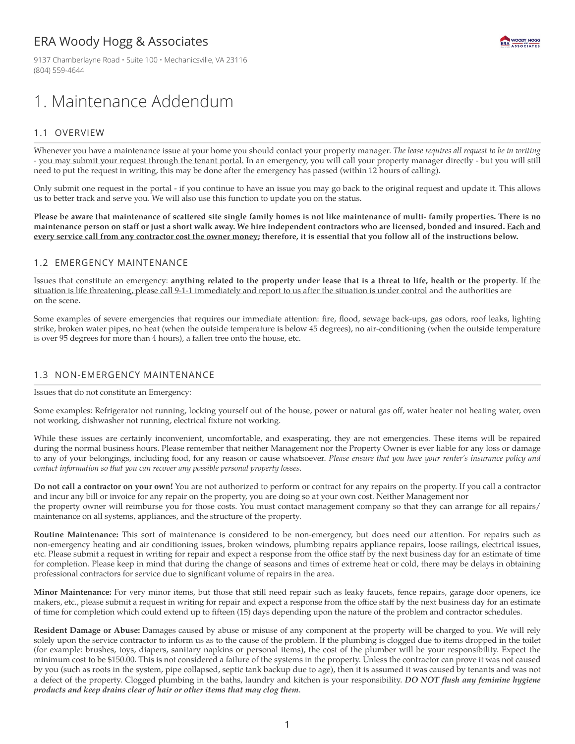ERA Woody Hogg & Associates

9137 Chamberlayne Road • Suite 100 • Mechanicsville, VA 23116
(804) 559-4644

# 1. Maintenance Addendum

## 1.1 OVERVIEW

Whenever you have a maintenance issue at your home you should contact your property manager. *The lease requires all request to be in writing* - <u>you may submit your request through the tenant portal.</u> In an emergency, you will call your property manager directly - but you will still need to put the request in writing, this may be done after the emergency has passed (within 12 hours of calling).

Only submit one request in the portal - if you continue to have an issue you may go back to the original request and update it. This allows us to better track and serve you. We will also use this function to update you on the status.

**Please be aware that maintenance of scattered site single family homes is not like maintenance of multi- family properties. There is no maintenance person on staff or just a short walk away. We hire independent contractors who are licensed, bonded and insured. <u>Each and every service call from any contractor cost the owner money</u>; therefore, it is essential that you follow all of the instructions below.**

## 1.2 EMERGENCY MAINTENANCE

Issues that constitute an emergency: **anything related to the property under lease that is a threat to life, health or the property**. <u>If the situation is life threatening, please call 9-1-1 immediately and report to us after the situation is under control</u> and the authorities are on the scene.

Some examples of severe emergencies that requires our immediate attention: fire, flood, sewage back-ups, gas odors, roof leaks, lighting strike, broken water pipes, no heat (when the outside temperature is below 45 degrees), no air-conditioning (when the outside temperature is over 95 degrees for more than 4 hours), a fallen tree onto the house, etc.

## 1.3 NON-EMERGENCY MAINTENANCE

Issues that do not constitute an Emergency:

Some examples: Refrigerator not running, locking yourself out of the house, power or natural gas off, water heater not heating water, oven not working, dishwasher not running, electrical fixture not working.

While these issues are certainly inconvenient, uncomfortable, and exasperating, they are not emergencies. These items will be repaired during the normal business hours. Please remember that neither Management nor the Property Owner is ever liable for any loss or damage to any of your belongings, including food, for any reason or cause whatsoever. *Please ensure that you have your renter's insurance policy and contact information so that you can recover any possible personal property losses.*

**Do not call a contractor on your own!** You are not authorized to perform or contract for any repairs on the property. If you call a contractor and incur any bill or invoice for any repair on the property, you are doing so at your own cost. Neither Management nor the property owner will reimburse you for those costs. You must contact management company so that they can arrange for all repairs/ maintenance on all systems, appliances, and the structure of the property.

**Routine Maintenance:** This sort of maintenance is considered to be non-emergency, but does need our attention. For repairs such as non-emergency heating and air conditioning issues, broken windows, plumbing repairs appliance repairs, loose railings, electrical issues, etc. Please submit a request in writing for repair and expect a response from the office staff by the next business day for an estimate of time for completion. Please keep in mind that during the change of seasons and times of extreme heat or cold, there may be delays in obtaining professional contractors for service due to significant volume of repairs in the area.

**Minor Maintenance:** For very minor items, but those that still need repair such as leaky faucets, fence repairs, garage door openers, ice makers, etc., please submit a request in writing for repair and expect a response from the office staff by the next business day for an estimate of time for completion which could extend up to fifteen (15) days depending upon the nature of the problem and contractor schedules.

**Resident Damage or Abuse:** Damages caused by abuse or misuse of any component at the property will be charged to you. We will rely solely upon the service contractor to inform us as to the cause of the problem. If the plumbing is clogged due to items dropped in the toilet (for example: brushes, toys, diapers, sanitary napkins or personal items), the cost of the plumber will be your responsibility. Expect the minimum cost to be $150.00. This is not considered a failure of the systems in the property. Unless the contractor can prove it was not caused by you (such as roots in the system, pipe collapsed, septic tank backup due to age), then it is assumed it was caused by tenants and was not a defect of the property. Clogged plumbing in the baths, laundry and kitchen is your responsibility. ***DO NOT flush any feminine hygiene products and keep drains clear of hair or other items that may clog them***.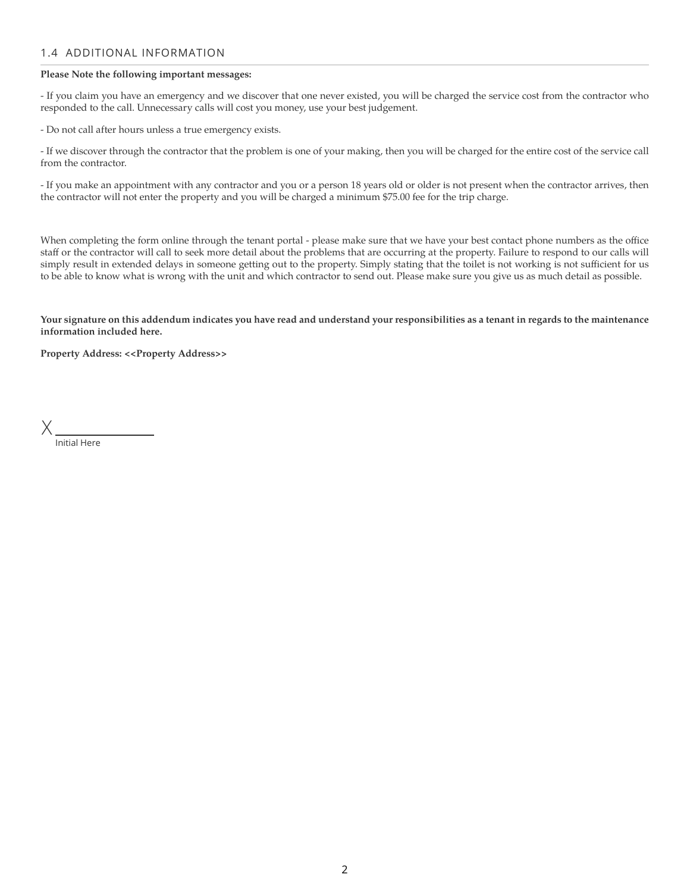## 1.4 ADDITIONAL INFORMATION

**Please Note the following important messages:**

- If you claim you have an emergency and we discover that one never existed, you will be charged the service cost from the contractor who responded to the call. Unnecessary calls will cost you money, use your best judgement.

- Do not call after hours unless a true emergency exists.

- If we discover through the contractor that the problem is one of your making, then you will be charged for the entire cost of the service call from the contractor.

- If you make an appointment with any contractor and you or a person 18 years old or older is not present when the contractor arrives, then the contractor will not enter the property and you will be charged a minimum $75.00 fee for the trip charge.

When completing the form online through the tenant portal - please make sure that we have your best contact phone numbers as the office staff or the contractor will call to seek more detail about the problems that are occurring at the property. Failure to respond to our calls will simply result in extended delays in someone getting out to the property. Simply stating that the toilet is not working is not sufficient for us to be able to know what is wrong with the unit and which contractor to send out. Please make sure you give us as much detail as possible.

**Your signature on this addendum indicates you have read and understand your responsibilities as a tenant in regards to the maintenance information included here.**

**Property Address: <<Property Address>>**

X ______________

Initial Here